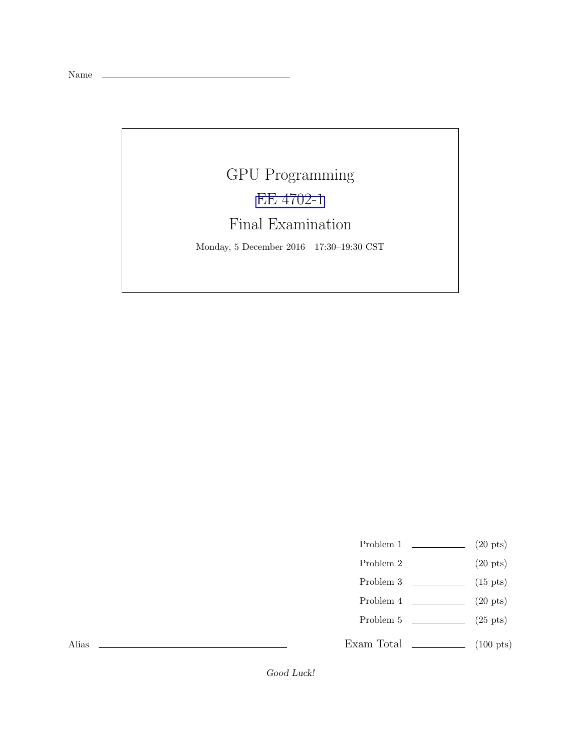Name \_\_\_\_\_\_\_\_\_\_\_\_\_\_\_\_\_\_\_\_\_\_\_\_\_\_\_\_\_\_

# GPU Programming

## EE 4702-1

## Final Examination

Monday, 5 December 2016 17:30–19:30 CST

| | | |
|---|---|---|
| Problem 1 | \_\_\_\_\_\_\_\_ | (20 pts) |
| Problem 2 | \_\_\_\_\_\_\_\_ | (20 pts) |
| Problem 3 | \_\_\_\_\_\_\_\_ | (15 pts) |
| Problem 4 | \_\_\_\_\_\_\_\_ | (20 pts) |
| Problem 5 | \_\_\_\_\_\_\_\_ | (25 pts) |
| Exam Total | \_\_\_\_\_\_\_\_ | (100 pts) |

Alias \_\_\_\_\_\_\_\_\_\_\_\_\_\_\_\_\_\_\_\_\_\_\_\_\_\_\_\_\_\_

*Good Luck!*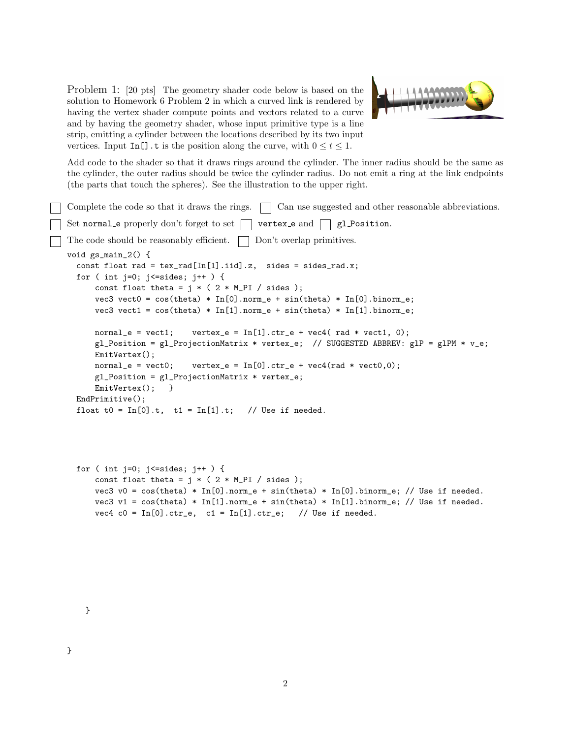Problem 1: [20 pts] The geometry shader code below is based on the solution to Homework 6 Problem 2 in which a curved link is rendered by having the vertex shader compute points and vectors related to a curve and by having the geometry shader, whose input primitive type is a line strip, emitting a cylinder between the locations described by its two input vertices. Input `In[].t` is the position along the curve, with $0 \leq t \leq 1$.

Add code to the shader so that it draws rings around the cylinder. The inner radius should be the same as the cylinder, the outer radius should be twice the cylinder radius. Do not emit a ring at the link endpoints (the parts that touch the spheres). See the illustration to the upper right.

- ☐ Complete the code so that it draws the rings. ☐ Can use suggested and other reasonable abbreviations.
- ☐ Set `normal_e` properly don't forget to set ☐ `vertex_e` and ☐ `gl_Position`.
- ☐ The code should be reasonably efficient. ☐ Don't overlap primitives.

```
void gs_main_2() {
  const float rad = tex_rad[In[1].iid].z,  sides = sides_rad.x;
  for ( int j=0; j<=sides; j++ ) {
      const float theta = j * ( 2 * M_PI / sides );
      vec3 vect0 = cos(theta) * In[0].norm_e + sin(theta) * In[0].binorm_e;
      vec3 vect1 = cos(theta) * In[1].norm_e + sin(theta) * In[1].binorm_e;

      normal_e = vect1;    vertex_e = In[1].ctr_e + vec4( rad * vect1, 0);
      gl_Position = gl_ProjectionMatrix * vertex_e;  // SUGGESTED ABBREV: glP = glPM * v_e;
      EmitVertex();
      normal_e = vect0;    vertex_e = In[0].ctr_e + vec4(rad * vect0,0);
      gl_Position = gl_ProjectionMatrix * vertex_e;
      EmitVertex();   }
  EndPrimitive();
  float t0 = In[0].t,  t1 = In[1].t;   // Use if needed.




  for ( int j=0; j<=sides; j++ ) {
      const float theta = j * ( 2 * M_PI / sides );
      vec3 v0 = cos(theta) * In[0].norm_e + sin(theta) * In[0].binorm_e; // Use if needed.
      vec3 v1 = cos(theta) * In[1].norm_e + sin(theta) * In[1].binorm_e; // Use if needed.
      vec4 c0 = In[0].ctr_e,  c1 = In[1].ctr_e;   // Use if needed.







    }


}
```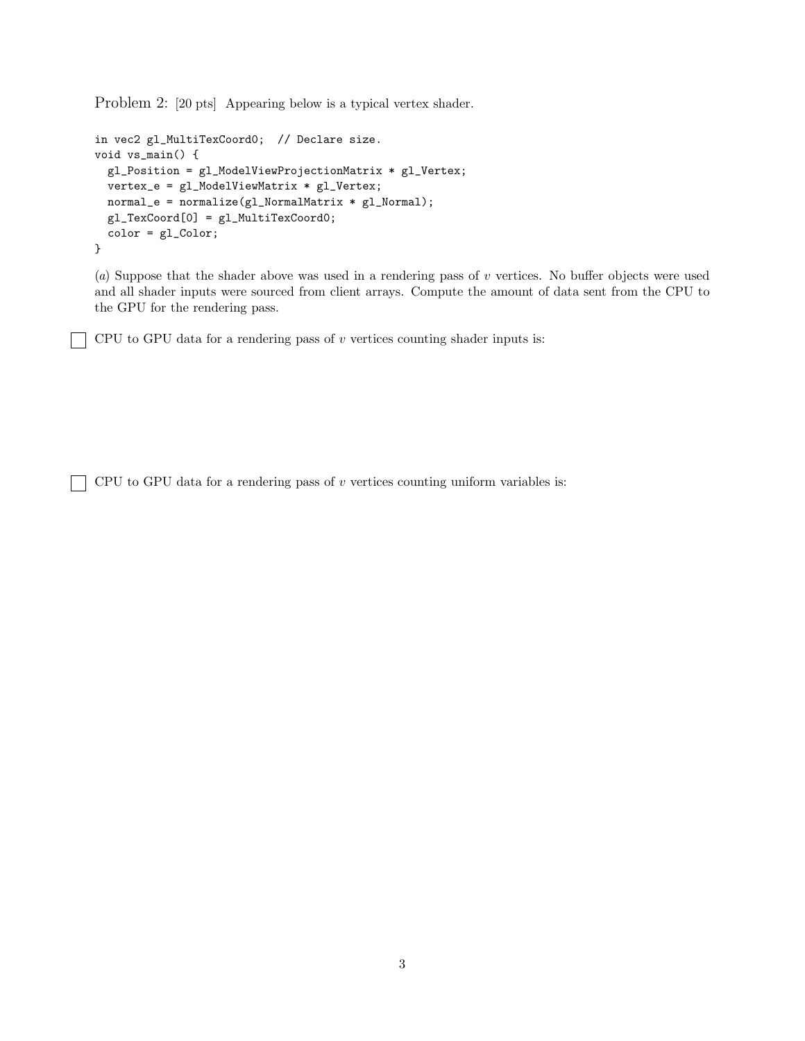Problem 2: [20 pts] Appearing below is a typical vertex shader.

```
in vec2 gl_MultiTexCoord0;  // Declare size.
void vs_main() {
  gl_Position = gl_ModelViewProjectionMatrix * gl_Vertex;
  vertex_e = gl_ModelViewMatrix * gl_Vertex;
  normal_e = normalize(gl_NormalMatrix * gl_Normal);
  gl_TexCoord[0] = gl_MultiTexCoord0;
  color = gl_Color;
}
```

(*a*) Suppose that the shader above was used in a rendering pass of $v$ vertices. No buffer objects were used and all shader inputs were sourced from client arrays. Compute the amount of data sent from the CPU to the GPU for the rendering pass.

☐ CPU to GPU data for a rendering pass of $v$ vertices counting shader inputs is:

☐ CPU to GPU data for a rendering pass of $v$ vertices counting uniform variables is: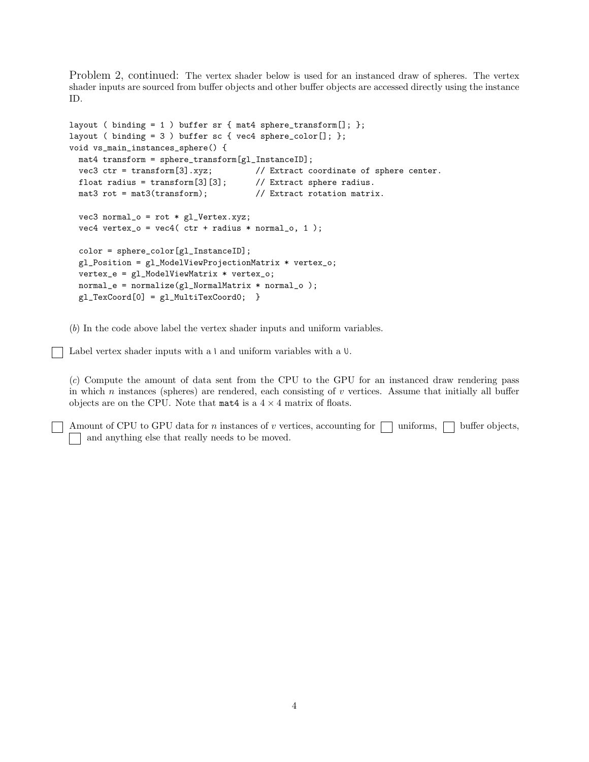Problem 2, continued: The vertex shader below is used for an instanced draw of spheres. The vertex shader inputs are sourced from buffer objects and other buffer objects are accessed directly using the instance ID.

```
layout ( binding = 1 ) buffer sr { mat4 sphere_transform[]; };
layout ( binding = 3 ) buffer sc { vec4 sphere_color[]; };
void vs_main_instances_sphere() {
  mat4 transform = sphere_transform[gl_InstanceID];
  vec3 ctr = transform[3].xyz;         // Extract coordinate of sphere center.
  float radius = transform[3][3];      // Extract sphere radius.
  mat3 rot = mat3(transform);          // Extract rotation matrix.

  vec3 normal_o = rot * gl_Vertex.xyz;
  vec4 vertex_o = vec4( ctr + radius * normal_o, 1 );

  color = sphere_color[gl_InstanceID];
  gl_Position = gl_ModelViewProjectionMatrix * vertex_o;
  vertex_e = gl_ModelViewMatrix * vertex_o;
  normal_e = normalize(gl_NormalMatrix * normal_o );
  gl_TexCoord[0] = gl_MultiTexCoord0;  }
```

(*b*) In the code above label the vertex shader inputs and uniform variables.

☐ Label vertex shader inputs with a I and uniform variables with a U.

(*c*) Compute the amount of data sent from the CPU to the GPU for an instanced draw rendering pass in which $n$ instances (spheres) are rendered, each consisting of $v$ vertices. Assume that initially all buffer objects are on the CPU. Note that `mat4` is a $4 \times 4$ matrix of floats.

☐ Amount of CPU to GPU data for $n$ instances of $v$ vertices, accounting for ☐ uniforms, ☐ buffer objects, ☐ and anything else that really needs to be moved.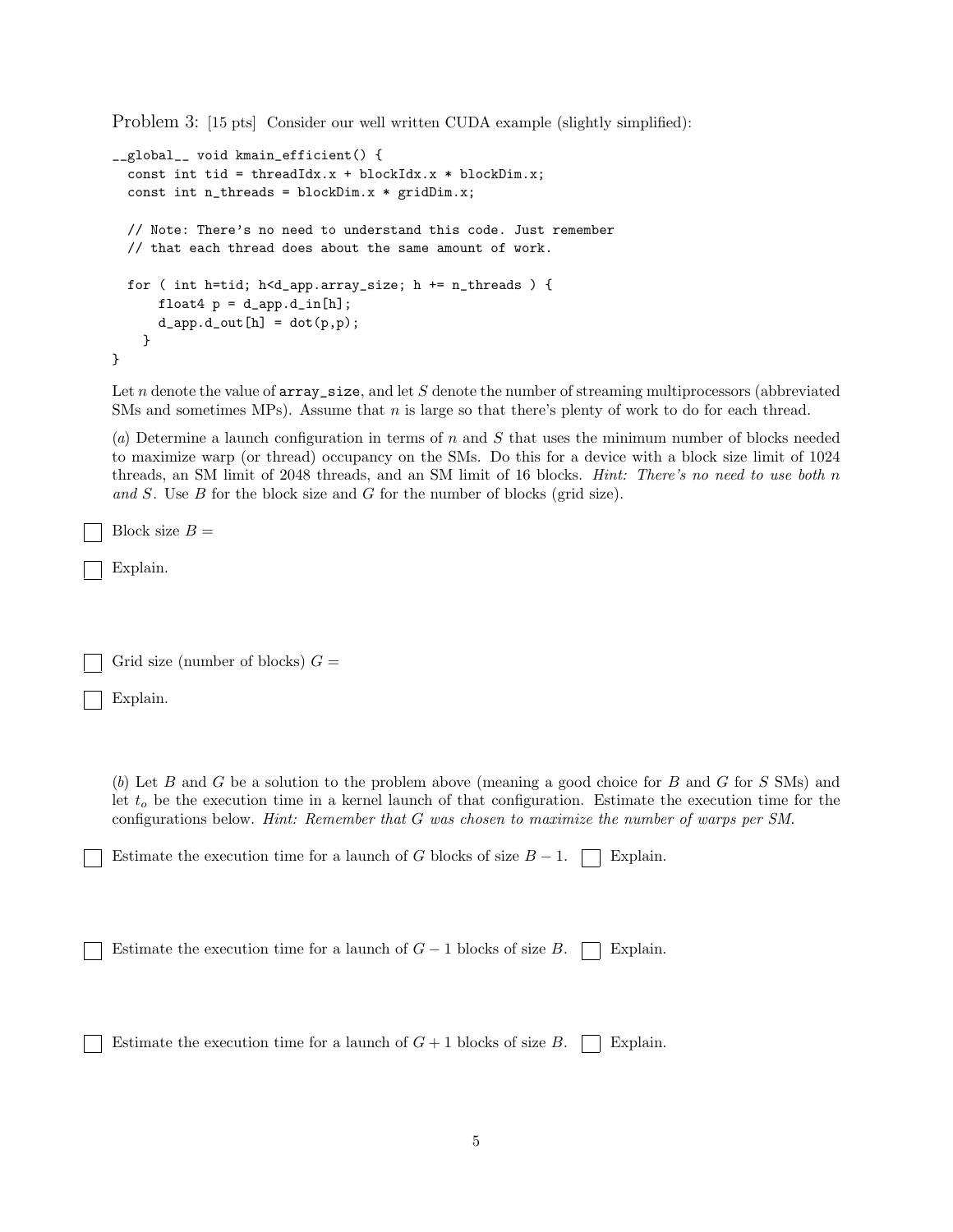Problem 3: [15 pts] Consider our well written CUDA example (slightly simplified):

```
__global__ void kmain_efficient() {
  const int tid = threadIdx.x + blockIdx.x * blockDim.x;
  const int n_threads = blockDim.x * gridDim.x;

  // Note: There's no need to understand this code. Just remember
  // that each thread does about the same amount of work.

  for ( int h=tid; h<d_app.array_size; h += n_threads ) {
      float4 p = d_app.d_in[h];
      d_app.d_out[h] = dot(p,p);
    }
}
```

Let $n$ denote the value of `array_size`, and let $S$ denote the number of streaming multiprocessors (abbreviated SMs and sometimes MPs). Assume that $n$ is large so that there's plenty of work to do for each thread.

(*a*) Determine a launch configuration in terms of $n$ and $S$ that uses the minimum number of blocks needed to maximize warp (or thread) occupancy on the SMs. Do this for a device with a block size limit of 1024 threads, an SM limit of 2048 threads, and an SM limit of 16 blocks. *Hint: There's no need to use both $n$ and $S$.* Use $B$ for the block size and $G$ for the number of blocks (grid size).

☐ Block size $B =$

☐ Explain.

☐ Grid size (number of blocks) $G =$

☐ Explain.

(*b*) Let $B$ and $G$ be a solution to the problem above (meaning a good choice for $B$ and $G$ for $S$ SMs) and let $t_o$ be the execution time in a kernel launch of that configuration. Estimate the execution time for the configurations below. *Hint: Remember that $G$ was chosen to maximize the number of warps per SM.*

☐ Estimate the execution time for a launch of $G$ blocks of size $B - 1$. ☐ Explain.

☐ Estimate the execution time for a launch of $G - 1$ blocks of size $B$. ☐ Explain.

☐ Estimate the execution time for a launch of $G + 1$ blocks of size $B$. ☐ Explain.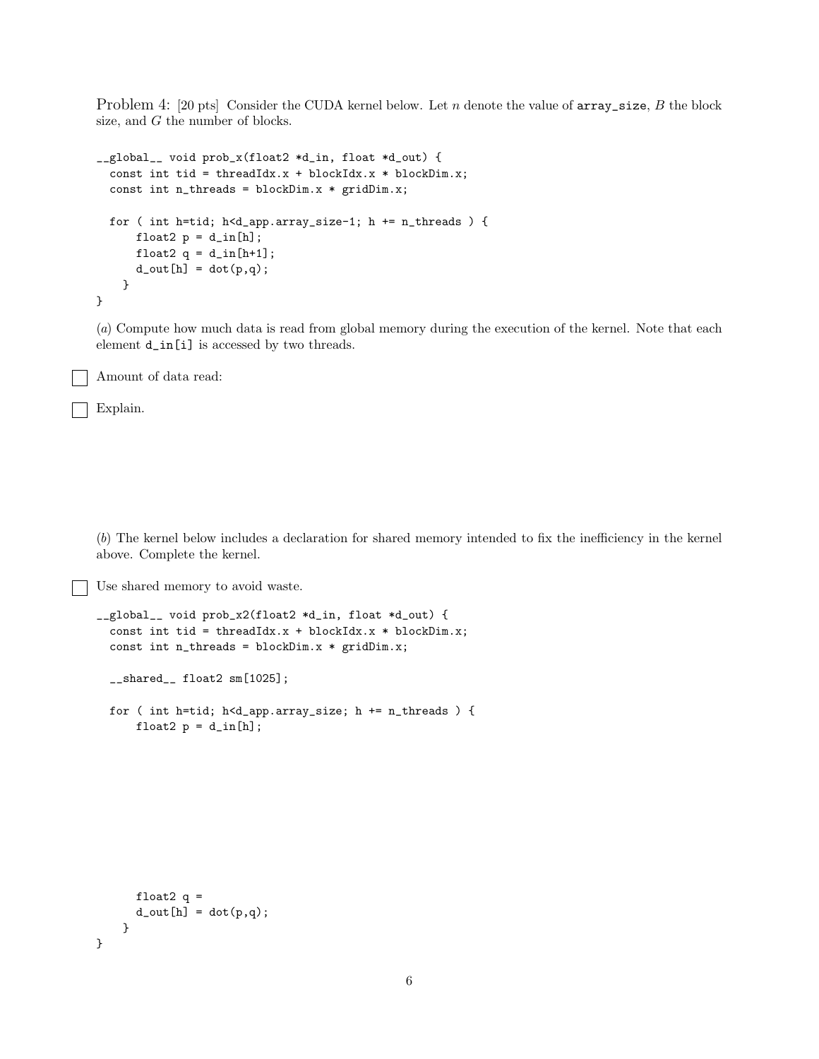Problem 4: [20 pts] Consider the CUDA kernel below. Let $n$ denote the value of `array_size`, $B$ the block size, and $G$ the number of blocks.

```
__global__ void prob_x(float2 *d_in, float *d_out) {
  const int tid = threadIdx.x + blockIdx.x * blockDim.x;
  const int n_threads = blockDim.x * gridDim.x;

  for ( int h=tid; h<d_app.array_size-1; h += n_threads ) {
      float2 p = d_in[h];
      float2 q = d_in[h+1];
      d_out[h] = dot(p,q);
    }
}
```

(*a*) Compute how much data is read from global memory during the execution of the kernel. Note that each element `d_in[i]` is accessed by two threads.

☐ Amount of data read:

☐ Explain.

(*b*) The kernel below includes a declaration for shared memory intended to fix the inefficiency in the kernel above. Complete the kernel.

☐ Use shared memory to avoid waste.

```
__global__ void prob_x2(float2 *d_in, float *d_out) {
  const int tid = threadIdx.x + blockIdx.x * blockDim.x;
  const int n_threads = blockDim.x * gridDim.x;

  __shared__ float2 sm[1025];

  for ( int h=tid; h<d_app.array_size; h += n_threads ) {
      float2 p = d_in[h];









      float2 q =
      d_out[h] = dot(p,q);
    }
}
```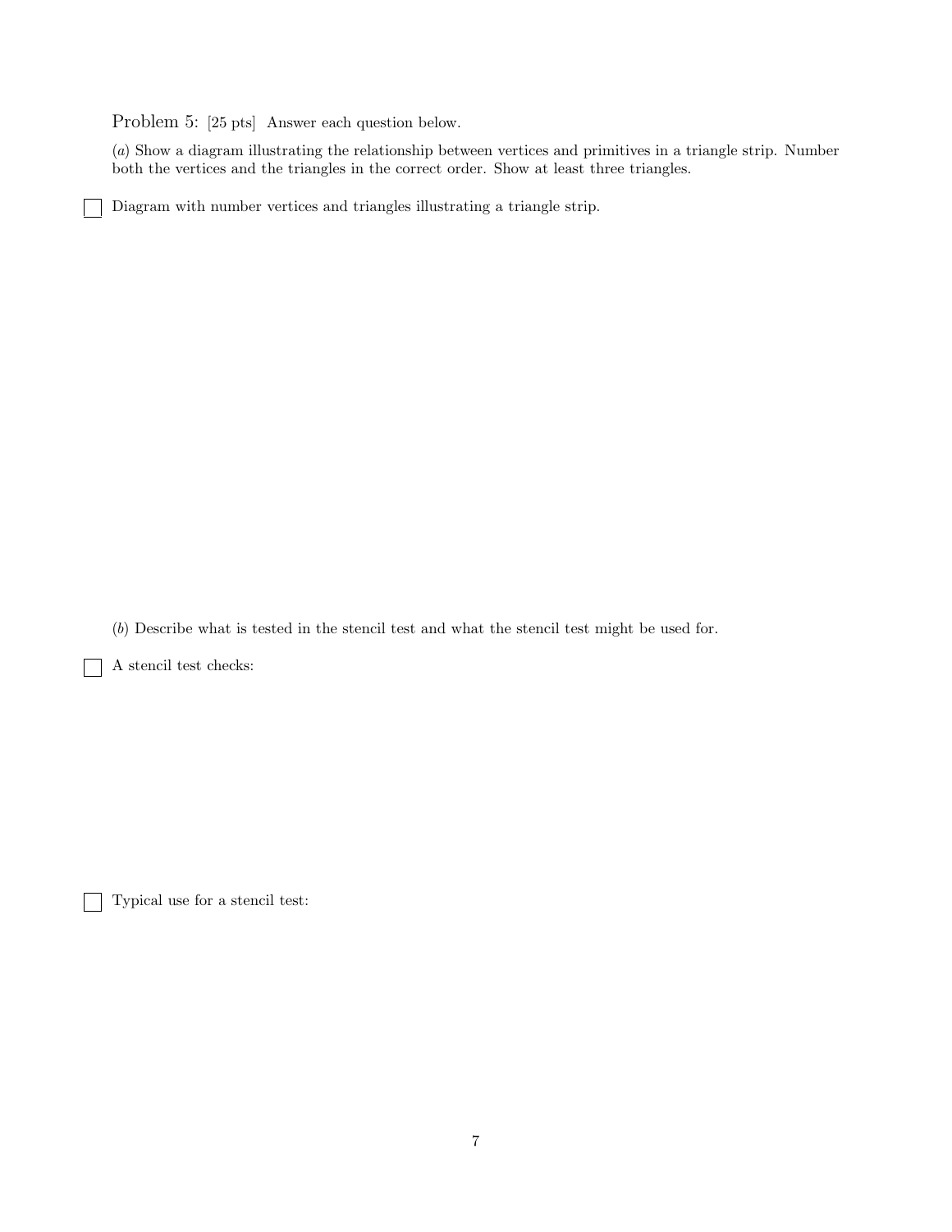Problem 5: [25 pts] Answer each question below.

(*a*) Show a diagram illustrating the relationship between vertices and primitives in a triangle strip. Number both the vertices and the triangles in the correct order. Show at least three triangles.

☐ Diagram with number vertices and triangles illustrating a triangle strip.

(*b*) Describe what is tested in the stencil test and what the stencil test might be used for.

☐ A stencil test checks:

☐ Typical use for a stencil test: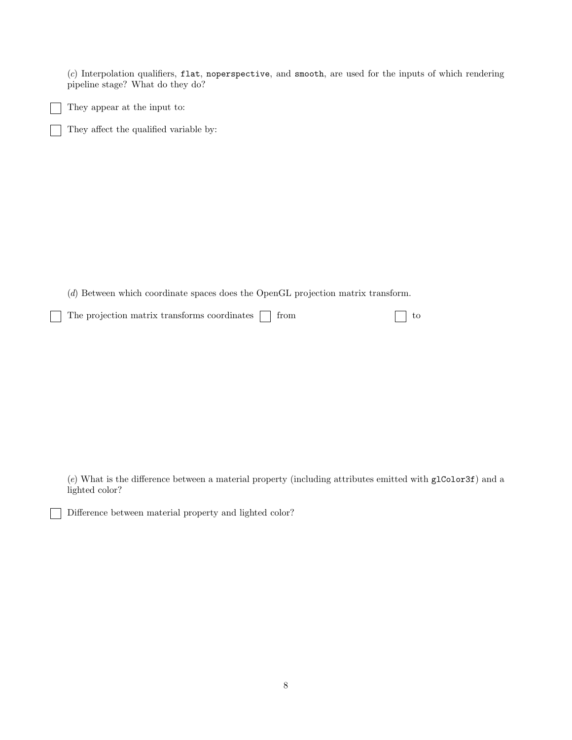(*c*) Interpolation qualifiers, `flat`, `noperspective`, and `smooth`, are used for the inputs of which rendering pipeline stage? What do they do?

☐ They appear at the input to:

☐ They affect the qualified variable by:

(*d*) Between which coordinate spaces does the OpenGL projection matrix transform.

☐ The projection matrix transforms coordinates ☐ from ☐ to

(*e*) What is the difference between a material property (including attributes emitted with `glColor3f`) and a lighted color?

☐ Difference between material property and lighted color?